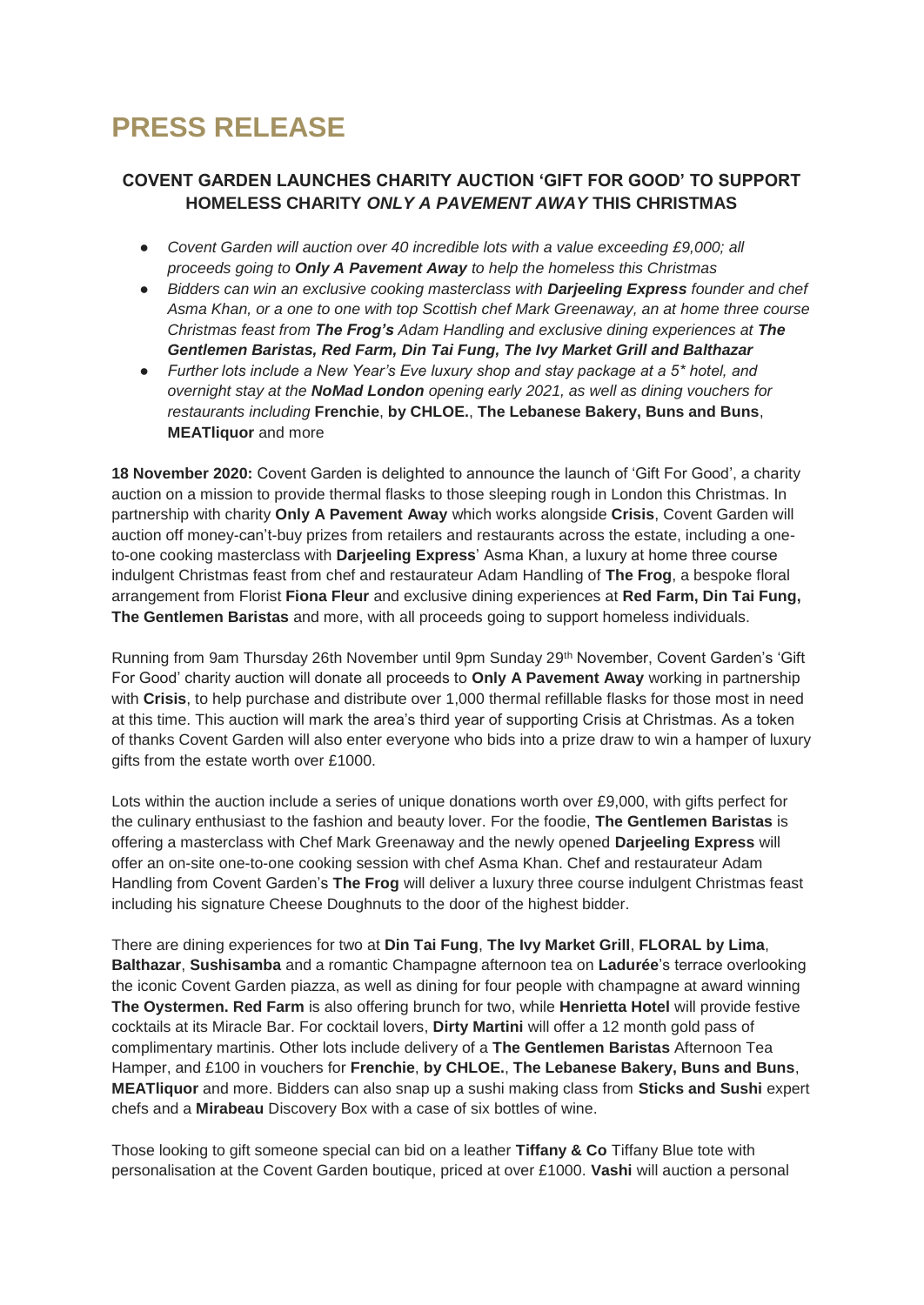# PRESS RELEASE

### COVENT GARDEN LAUNCHES CHARITY AUCTION 'GIFT FOR GOOD' TO SUPPORT HOMELESS CHARITY *ONLY A PAVEMENT AWAY* THIS CHRISTMAS

- *Covent Garden will auction over 40 incredible lots with a value exceeding £9,000; all proceeds going to **Only A Pavement Away** to help the homeless this Christmas*
- *Bidders can win an exclusive cooking masterclass with **Darjeeling Express** founder and chef Asma Khan, or a one to one with top Scottish chef Mark Greenaway, an at home three course Christmas feast from **The Frog's** Adam Handling and exclusive dining experiences at **The Gentlemen Baristas, Red Farm, Din Tai Fung, The Ivy Market Grill and Balthazar***
- *Further lots include a New Year's Eve luxury shop and stay package at a 5\* hotel, and overnight stay at the **NoMad London** opening early 2021, as well as dining vouchers for restaurants including* **Frenchie**, **by CHLOE.**, **The Lebanese Bakery, Buns and Buns**, **MEATliquor** and more

**18 November 2020:** Covent Garden is delighted to announce the launch of 'Gift For Good', a charity auction on a mission to provide thermal flasks to those sleeping rough in London this Christmas. In partnership with charity **Only A Pavement Away** which works alongside **Crisis**, Covent Garden will auction off money-can't-buy prizes from retailers and restaurants across the estate, including a one-to-one cooking masterclass with **Darjeeling Express**' Asma Khan, a luxury at home three course indulgent Christmas feast from chef and restaurateur Adam Handling of **The Frog**, a bespoke floral arrangement from Florist **Fiona Fleur** and exclusive dining experiences at **Red Farm, Din Tai Fung, The Gentlemen Baristas** and more, with all proceeds going to support homeless individuals.

Running from 9am Thursday 26th November until 9pm Sunday 29th November, Covent Garden's 'Gift For Good' charity auction will donate all proceeds to **Only A Pavement Away** working in partnership with **Crisis**, to help purchase and distribute over 1,000 thermal refillable flasks for those most in need at this time. This auction will mark the area's third year of supporting Crisis at Christmas. As a token of thanks Covent Garden will also enter everyone who bids into a prize draw to win a hamper of luxury gifts from the estate worth over £1000.

Lots within the auction include a series of unique donations worth over £9,000, with gifts perfect for the culinary enthusiast to the fashion and beauty lover. For the foodie, **The Gentlemen Baristas** is offering a masterclass with Chef Mark Greenaway and the newly opened **Darjeeling Express** will offer an on-site one-to-one cooking session with chef Asma Khan. Chef and restaurateur Adam Handling from Covent Garden's **The Frog** will deliver a luxury three course indulgent Christmas feast including his signature Cheese Doughnuts to the door of the highest bidder.

There are dining experiences for two at **Din Tai Fung**, **The Ivy Market Grill**, **FLORAL by Lima**, **Balthazar**, **Sushisamba** and a romantic Champagne afternoon tea on **Ladurée**'s terrace overlooking the iconic Covent Garden piazza, as well as dining for four people with champagne at award winning **The Oystermen. Red Farm** is also offering brunch for two, while **Henrietta Hotel** will provide festive cocktails at its Miracle Bar. For cocktail lovers, **Dirty Martini** will offer a 12 month gold pass of complimentary martinis. Other lots include delivery of a **The Gentlemen Baristas** Afternoon Tea Hamper, and £100 in vouchers for **Frenchie**, **by CHLOE.**, **The Lebanese Bakery, Buns and Buns**, **MEATliquor** and more. Bidders can also snap up a sushi making class from **Sticks and Sushi** expert chefs and a **Mirabeau** Discovery Box with a case of six bottles of wine.

Those looking to gift someone special can bid on a leather **Tiffany & Co** Tiffany Blue tote with personalisation at the Covent Garden boutique, priced at over £1000. **Vashi** will auction a personal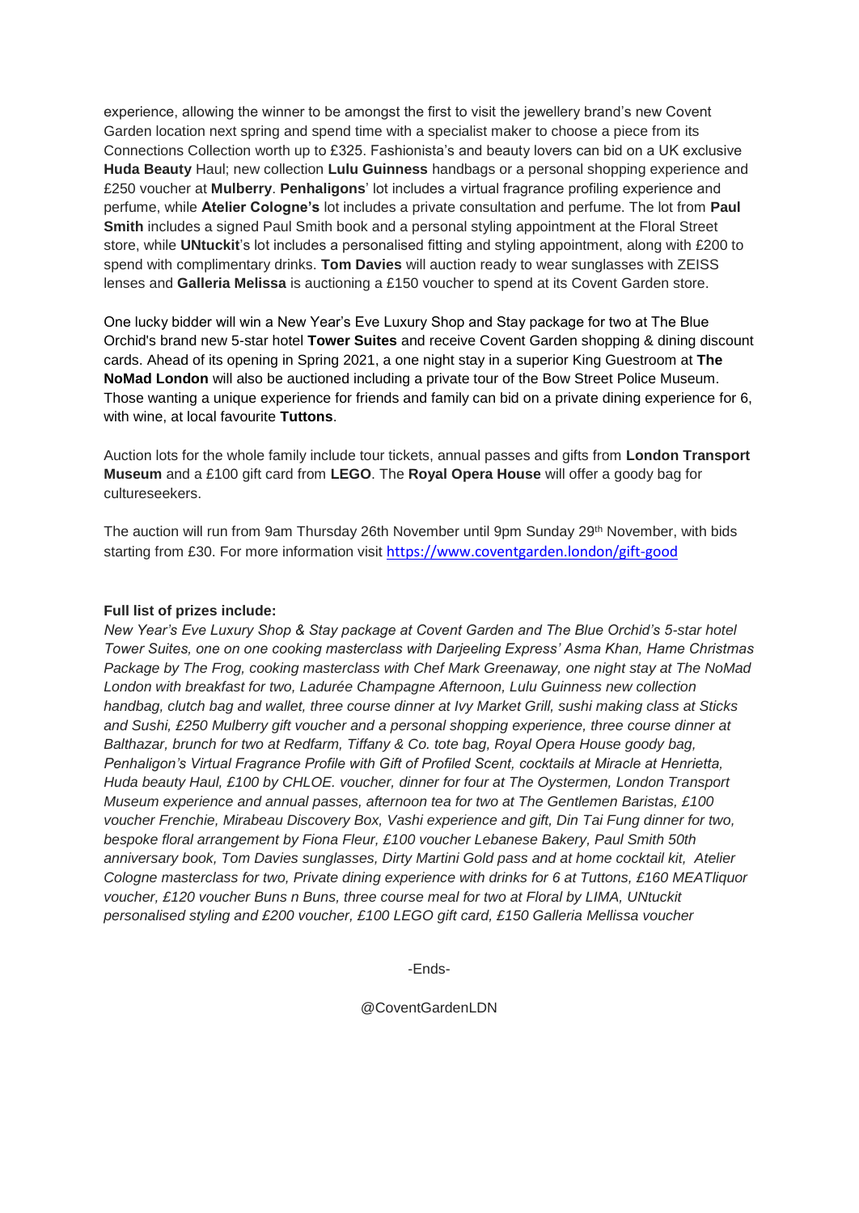experience, allowing the winner to be amongst the first to visit the jewellery brand's new Covent Garden location next spring and spend time with a specialist maker to choose a piece from its Connections Collection worth up to £325. Fashionista's and beauty lovers can bid on a UK exclusive **Huda Beauty** Haul; new collection **Lulu Guinness** handbags or a personal shopping experience and £250 voucher at **Mulberry**. **Penhaligons**' lot includes a virtual fragrance profiling experience and perfume, while **Atelier Cologne's** lot includes a private consultation and perfume. The lot from **Paul Smith** includes a signed Paul Smith book and a personal styling appointment at the Floral Street store, while **UNtuckit**'s lot includes a personalised fitting and styling appointment, along with £200 to spend with complimentary drinks. **Tom Davies** will auction ready to wear sunglasses with ZEISS lenses and **Galleria Melissa** is auctioning a £150 voucher to spend at its Covent Garden store.

One lucky bidder will win a New Year's Eve Luxury Shop and Stay package for two at The Blue Orchid's brand new 5-star hotel **Tower Suites** and receive Covent Garden shopping & dining discount cards. Ahead of its opening in Spring 2021, a one night stay in a superior King Guestroom at **The NoMad London** will also be auctioned including a private tour of the Bow Street Police Museum. Those wanting a unique experience for friends and family can bid on a private dining experience for 6, with wine, at local favourite **Tuttons**.

Auction lots for the whole family include tour tickets, annual passes and gifts from **London Transport Museum** and a £100 gift card from **LEGO**. The **Royal Opera House** will offer a goody bag for cultureseekers.

The auction will run from 9am Thursday 26th November until 9pm Sunday 29th November, with bids starting from £30. For more information visit https://www.coventgarden.london/gift-good

**Full list of prizes include:**

*New Year's Eve Luxury Shop & Stay package at Covent Garden and The Blue Orchid's 5-star hotel Tower Suites, one on one cooking masterclass with Darjeeling Express' Asma Khan, Hame Christmas Package by The Frog, cooking masterclass with Chef Mark Greenaway, one night stay at The NoMad London with breakfast for two, Ladurée Champagne Afternoon, Lulu Guinness new collection handbag, clutch bag and wallet, three course dinner at Ivy Market Grill, sushi making class at Sticks and Sushi, £250 Mulberry gift voucher and a personal shopping experience, three course dinner at Balthazar, brunch for two at Redfarm, Tiffany & Co. tote bag, Royal Opera House goody bag, Penhaligon's Virtual Fragrance Profile with Gift of Profiled Scent, cocktails at Miracle at Henrietta, Huda beauty Haul, £100 by CHLOE. voucher, dinner for four at The Oystermen, London Transport Museum experience and annual passes, afternoon tea for two at The Gentlemen Baristas, £100 voucher Frenchie, Mirabeau Discovery Box, Vashi experience and gift, Din Tai Fung dinner for two, bespoke floral arrangement by Fiona Fleur, £100 voucher Lebanese Bakery, Paul Smith 50th anniversary book, Tom Davies sunglasses, Dirty Martini Gold pass and at home cocktail kit, Atelier Cologne masterclass for two, Private dining experience with drinks for 6 at Tuttons, £160 MEATliquor voucher, £120 voucher Buns n Buns, three course meal for two at Floral by LIMA, UNtuckit personalised styling and £200 voucher, £100 LEGO gift card, £150 Galleria Mellissa voucher*

-Ends-

@CoventGardenLDN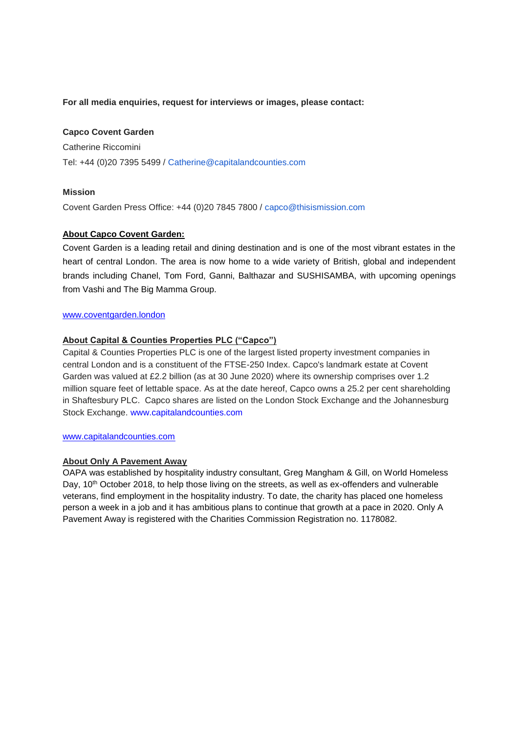**For all media enquiries, request for interviews or images, please contact:**

**Capco Covent Garden**

Catherine Riccomini

Tel: +44 (0)20 7395 5499 / Catherine@capitalandcounties.com

**Mission**

Covent Garden Press Office: +44 (0)20 7845 7800 / capco@thisismission.com

**About Capco Covent Garden:**

Covent Garden is a leading retail and dining destination and is one of the most vibrant estates in the heart of central London. The area is now home to a wide variety of British, global and independent brands including Chanel, Tom Ford, Ganni, Balthazar and SUSHISAMBA, with upcoming openings from Vashi and The Big Mamma Group.

www.coventgarden.london

**About Capital & Counties Properties PLC ("Capco")**

Capital & Counties Properties PLC is one of the largest listed property investment companies in central London and is a constituent of the FTSE-250 Index. Capco's landmark estate at Covent Garden was valued at £2.2 billion (as at 30 June 2020) where its ownership comprises over 1.2 million square feet of lettable space. As at the date hereof, Capco owns a 25.2 per cent shareholding in Shaftesbury PLC. Capco shares are listed on the London Stock Exchange and the Johannesburg Stock Exchange. www.capitalandcounties.com

www.capitalandcounties.com

**About Only A Pavement Away**

OAPA was established by hospitality industry consultant, Greg Mangham & Gill, on World Homeless Day, 10th October 2018, to help those living on the streets, as well as ex-offenders and vulnerable veterans, find employment in the hospitality industry. To date, the charity has placed one homeless person a week in a job and it has ambitious plans to continue that growth at a pace in 2020. Only A Pavement Away is registered with the Charities Commission Registration no. 1178082.